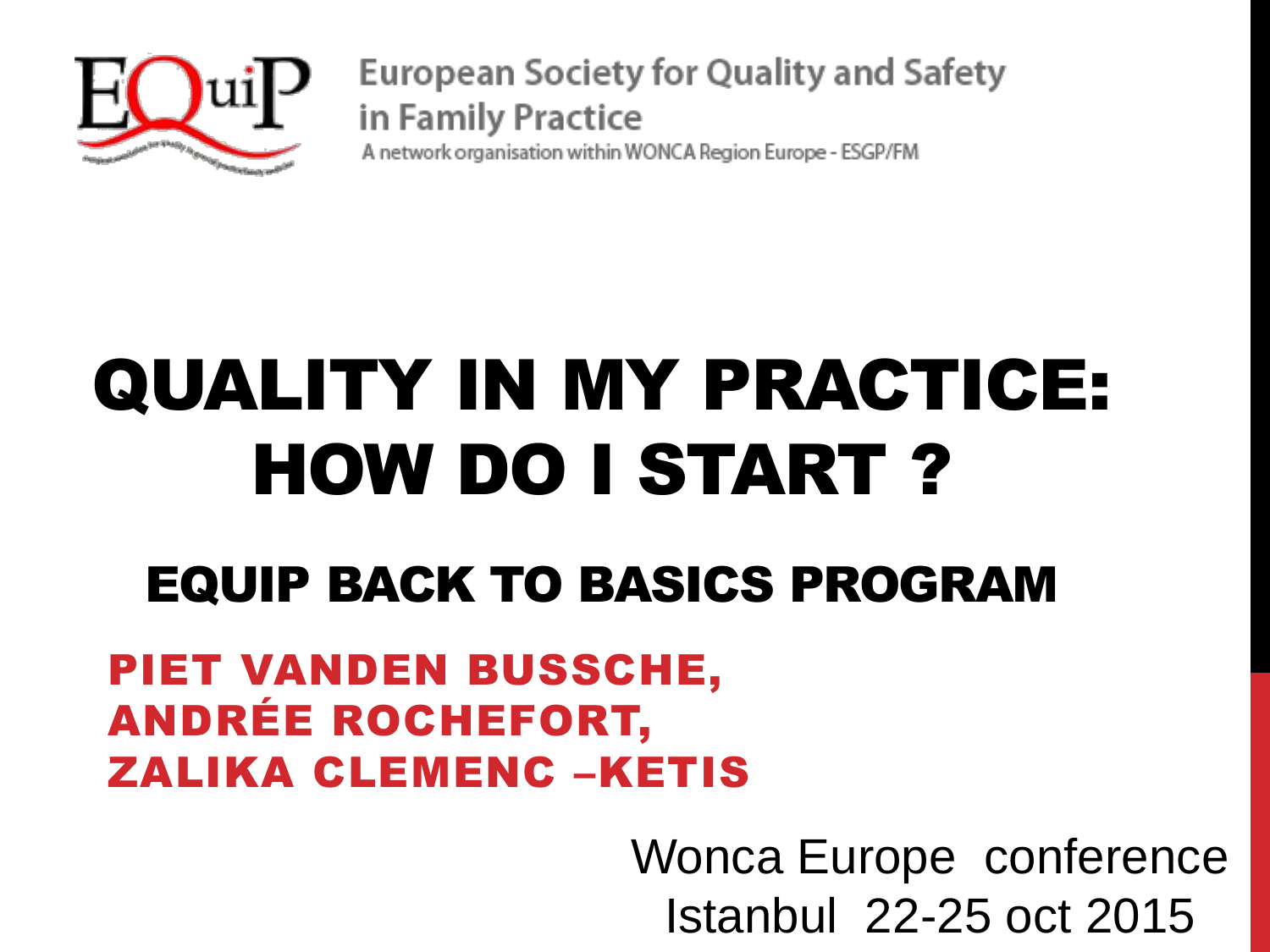European Society for Quality and Safety in Family Practice

A network organisation within WONCA Region Europe - ESGP/FM

# QUALITY IN MY PRACTICE: HOW DO I START ?

## EQUIP BACK TO BASICS PROGRAM

**PIET VANDEN BUSSCHE,**
**ANDRÉE ROCHEFORT,**
**ZALIKA CLEMENC –KETIS**

Wonca Europe conference
Istanbul 22-25 oct 2015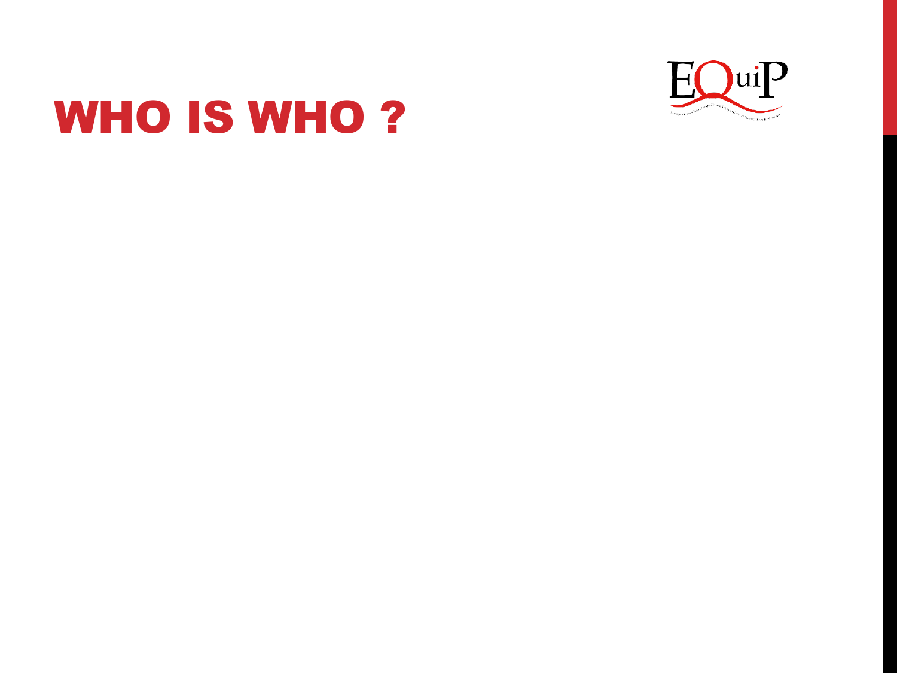# WHO IS WHO ?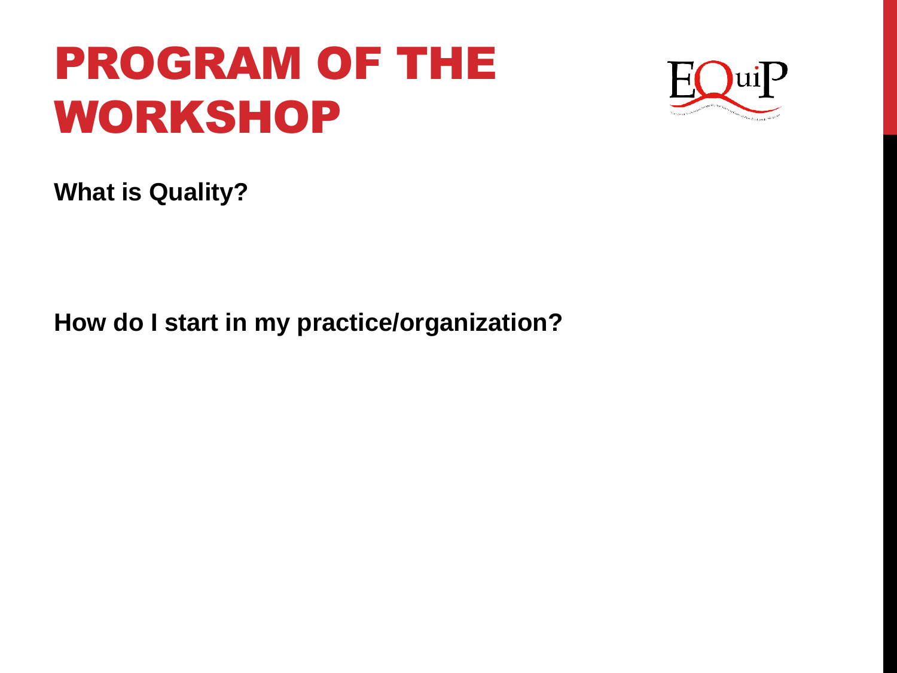# PROGRAM OF THE WORKSHOP

**What is Quality?**

**How do I start in my practice/organization?**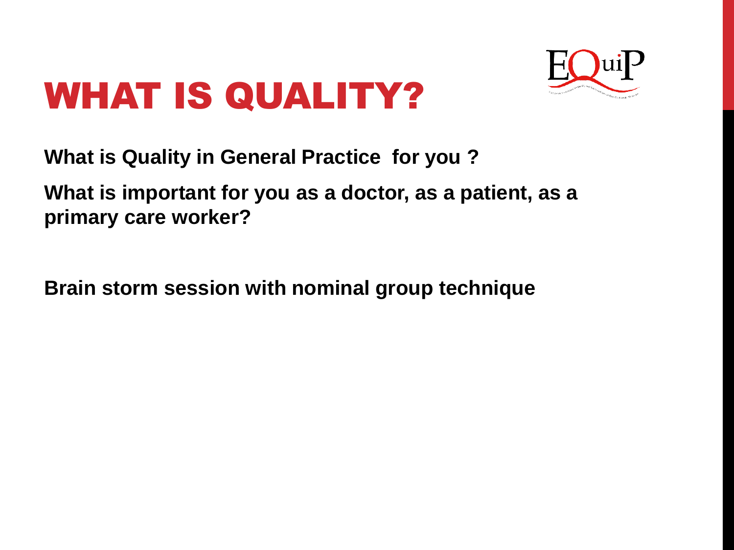# WHAT IS QUALITY?

**What is Quality in General Practice  for you ?**

**What is important for you as a doctor, as a patient, as a primary care worker?**

**Brain storm session with nominal group technique**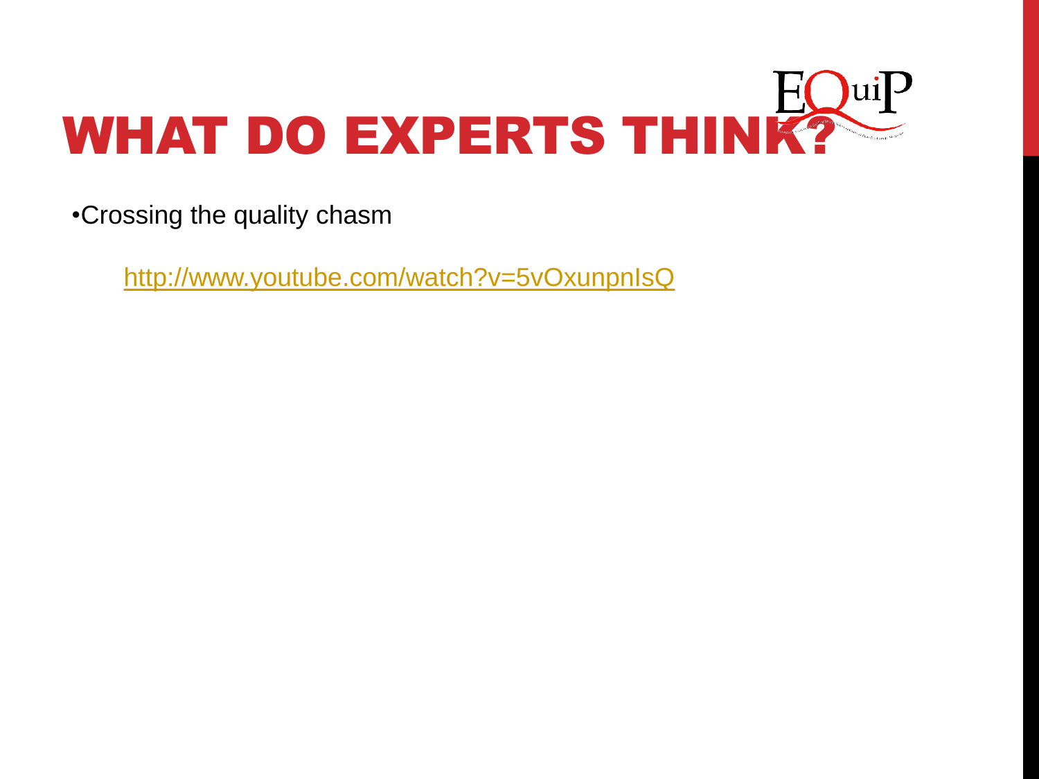# WHAT DO EXPERTS THINK?

- Crossing the quality chasm

  http://www.youtube.com/watch?v=5vOxunpnIsQ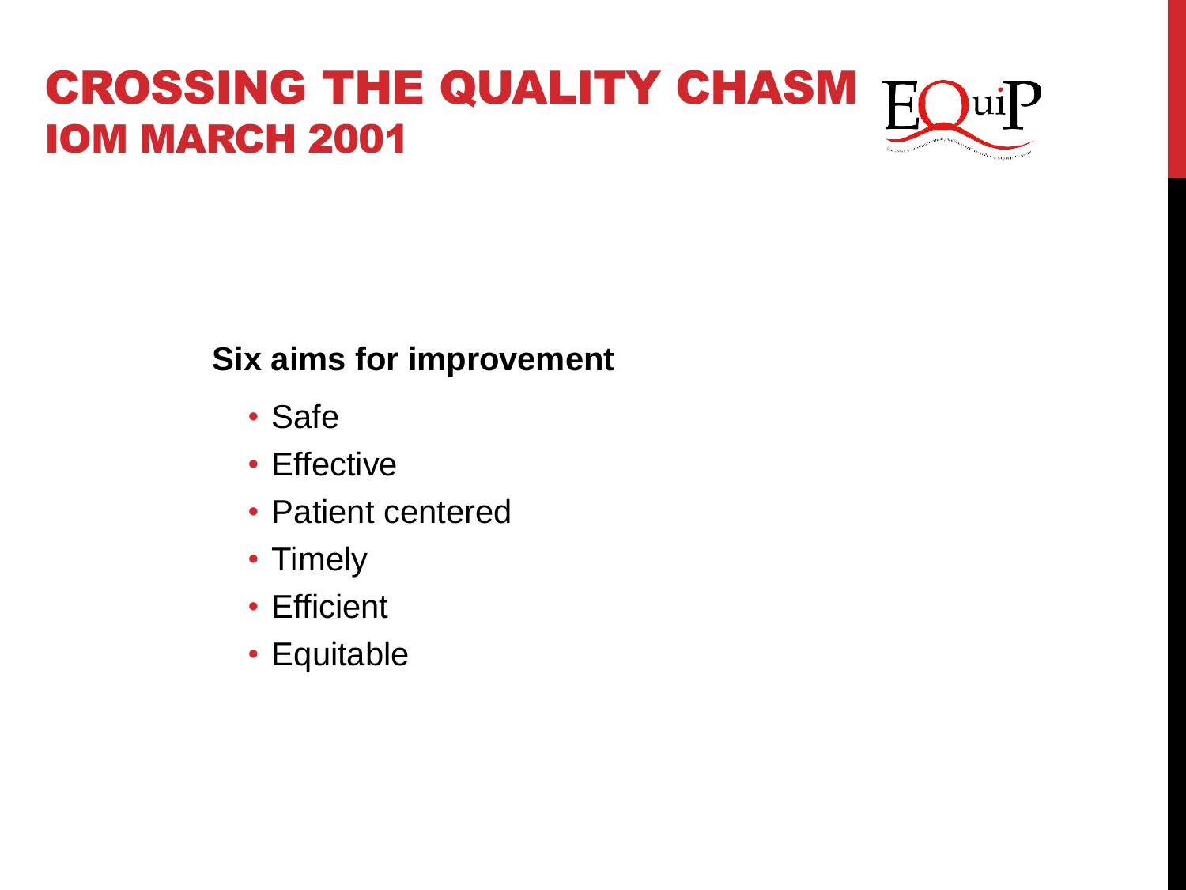# CROSSING THE QUALITY CHASM
## IOM MARCH 2001

**Six aims for improvement**

- Safe
- Effective
- Patient centered
- Timely
- Efficient
- Equitable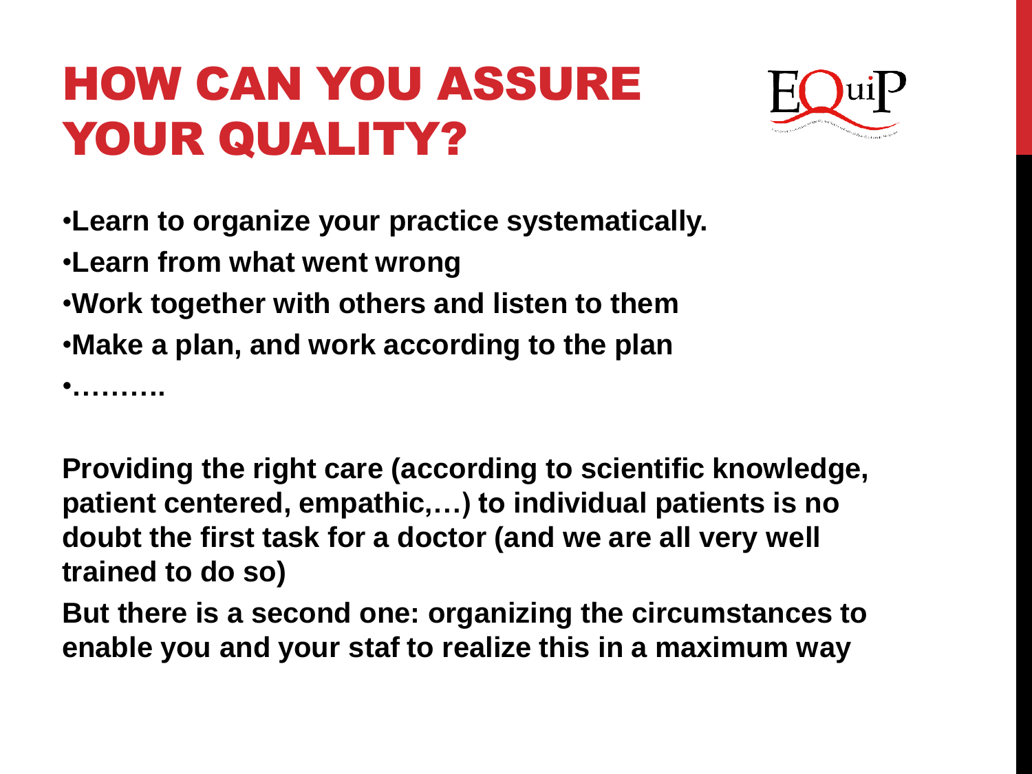# HOW CAN YOU ASSURE YOUR QUALITY?

- **Learn to organize your practice systematically.**
- **Learn from what went wrong**
- **Work together with others and listen to them**
- **Make a plan, and work according to the plan**
- **……….**

**Providing the right care (according to scientific knowledge, patient centered, empathic,…) to individual patients is no doubt the first task for a doctor (and we are all very well trained to do so)**

**But there is a second one: organizing the circumstances to enable you and your staf to realize this in a maximum way**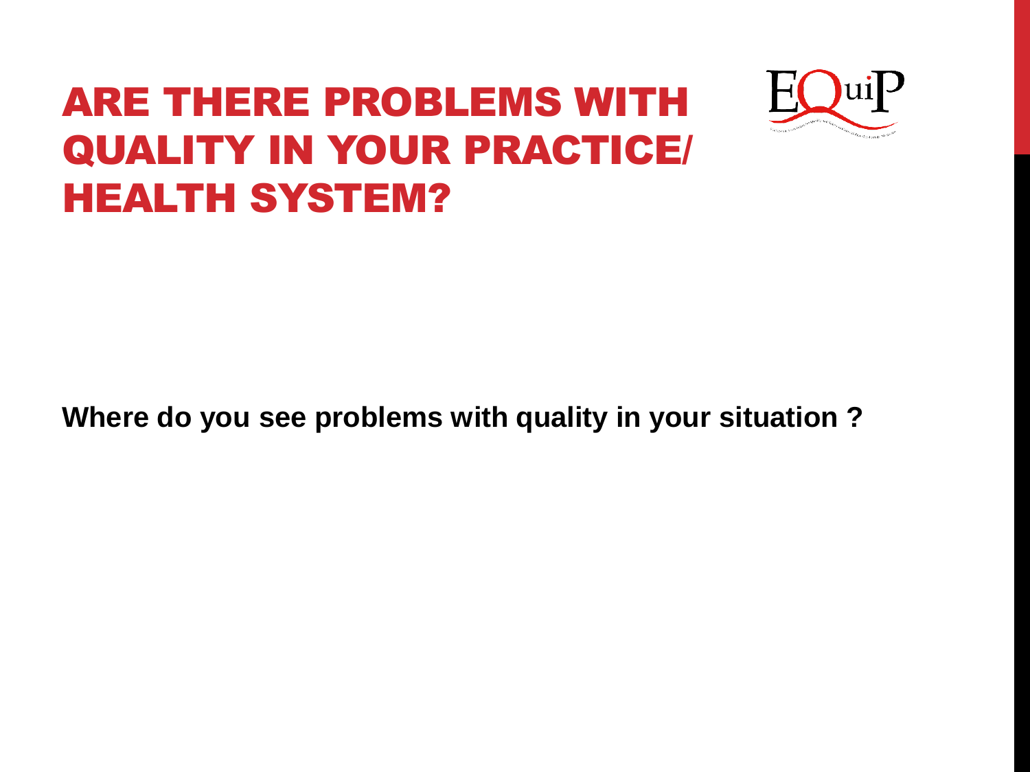# ARE THERE PROBLEMS WITH QUALITY IN YOUR PRACTICE/ HEALTH SYSTEM?

**Where do you see problems with quality in your situation ?**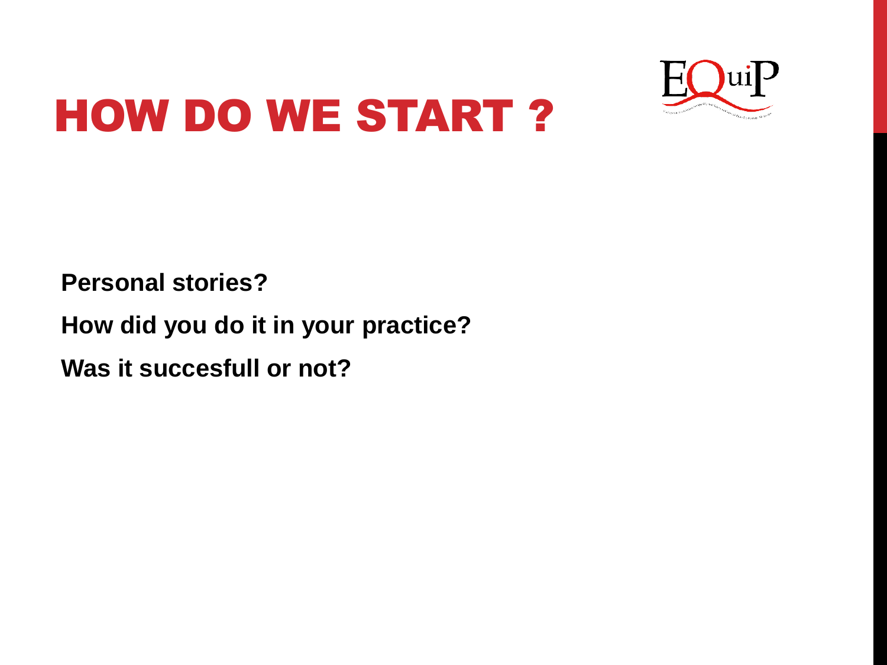# HOW DO WE START ?

**Personal stories?**

**How did you do it in your practice?**

**Was it succesfull or not?**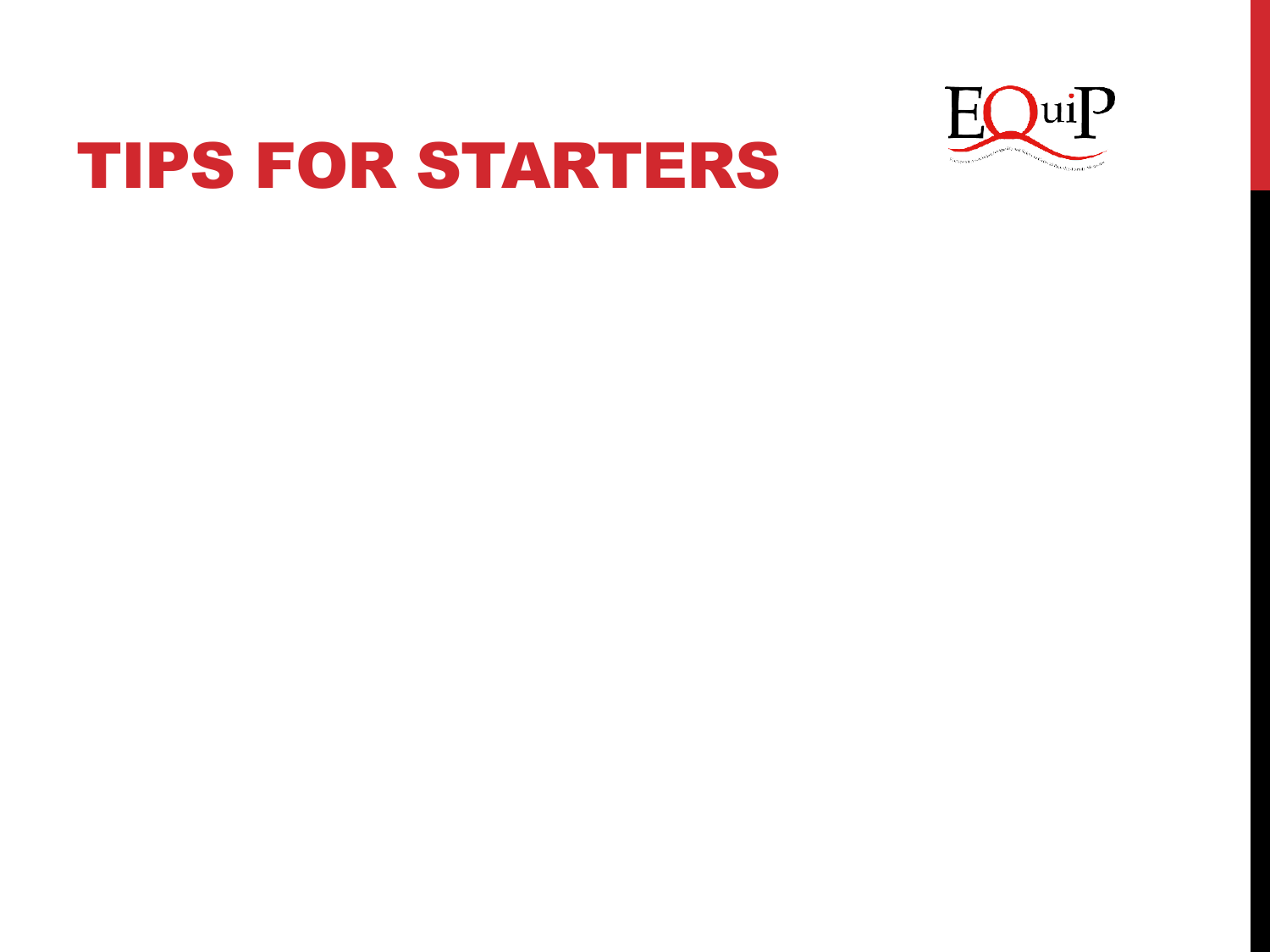# TIPS FOR STARTERS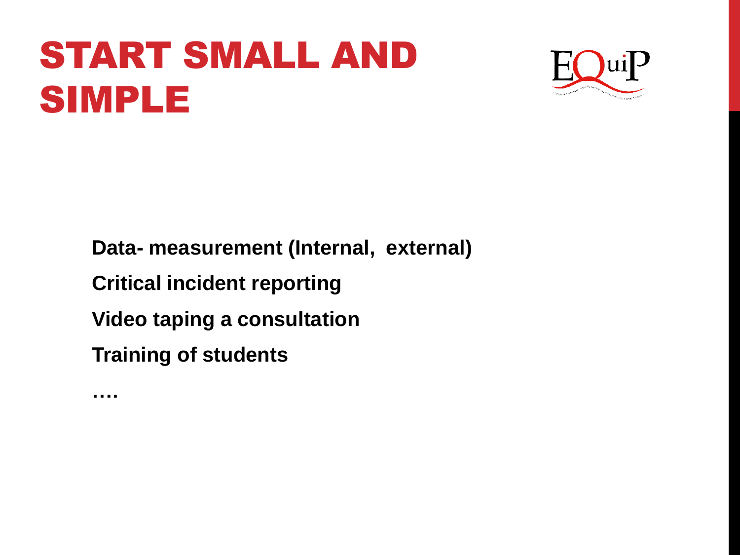# START SMALL AND SIMPLE

**Data- measurement (Internal, external)**

**Critical incident reporting**

**Video taping a consultation**

**Training of students**

**….**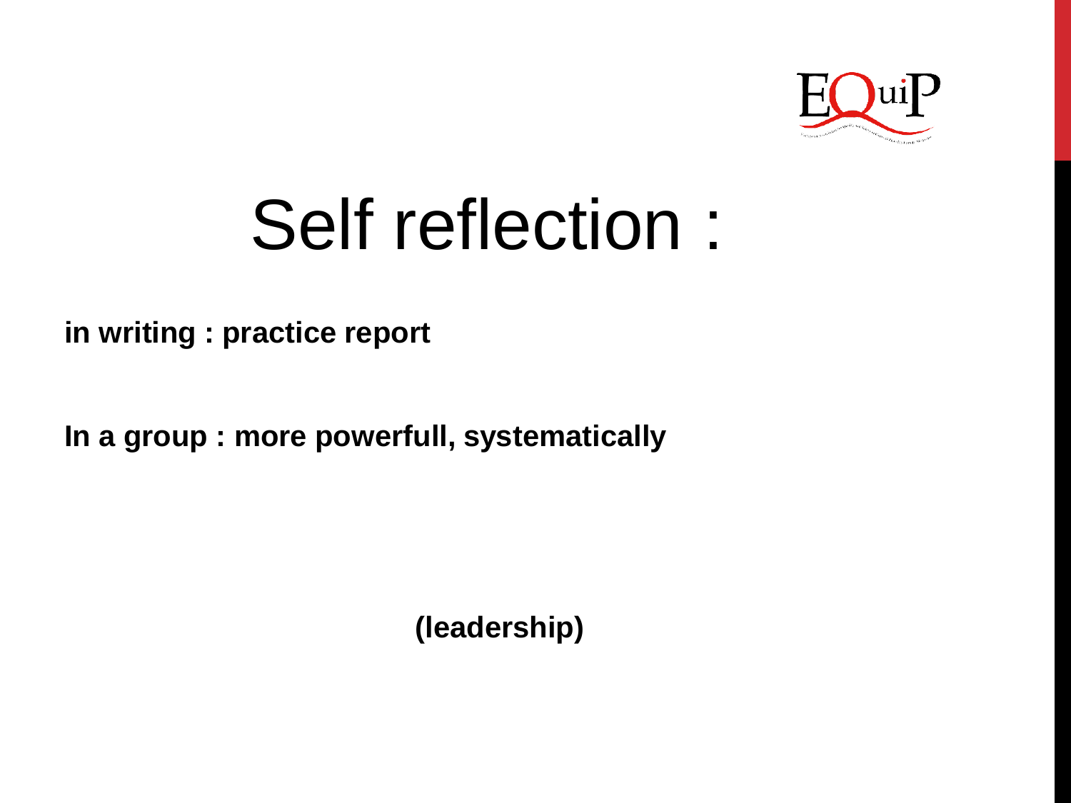# Self reflection :

**in writing : practice report**

**In a group : more powerfull, systematically**

**(leadership)**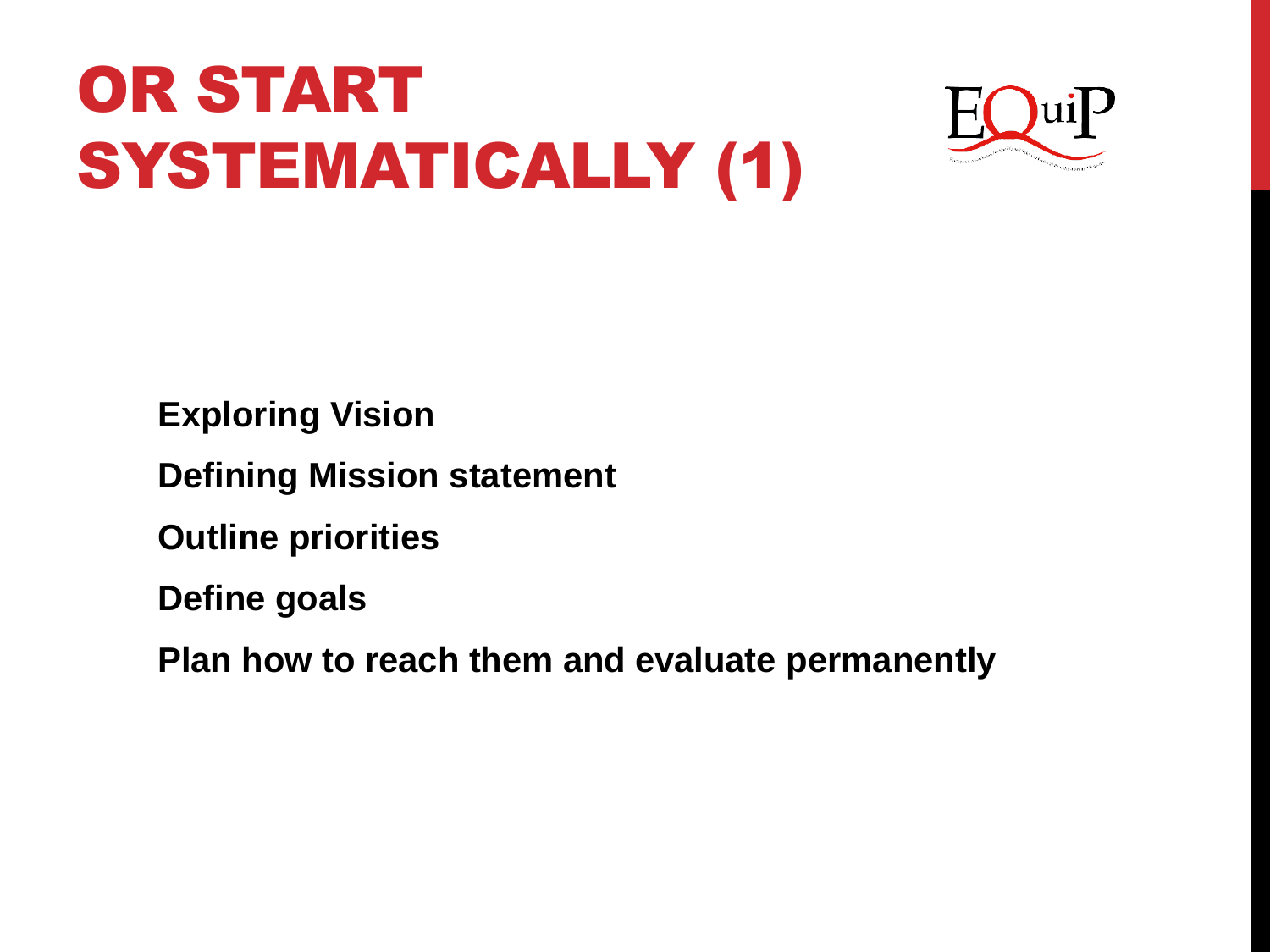# OR START SYSTEMATICALLY (1)

**Exploring Vision**

**Defining Mission statement**

**Outline priorities**

**Define goals**

**Plan how to reach them and evaluate permanently**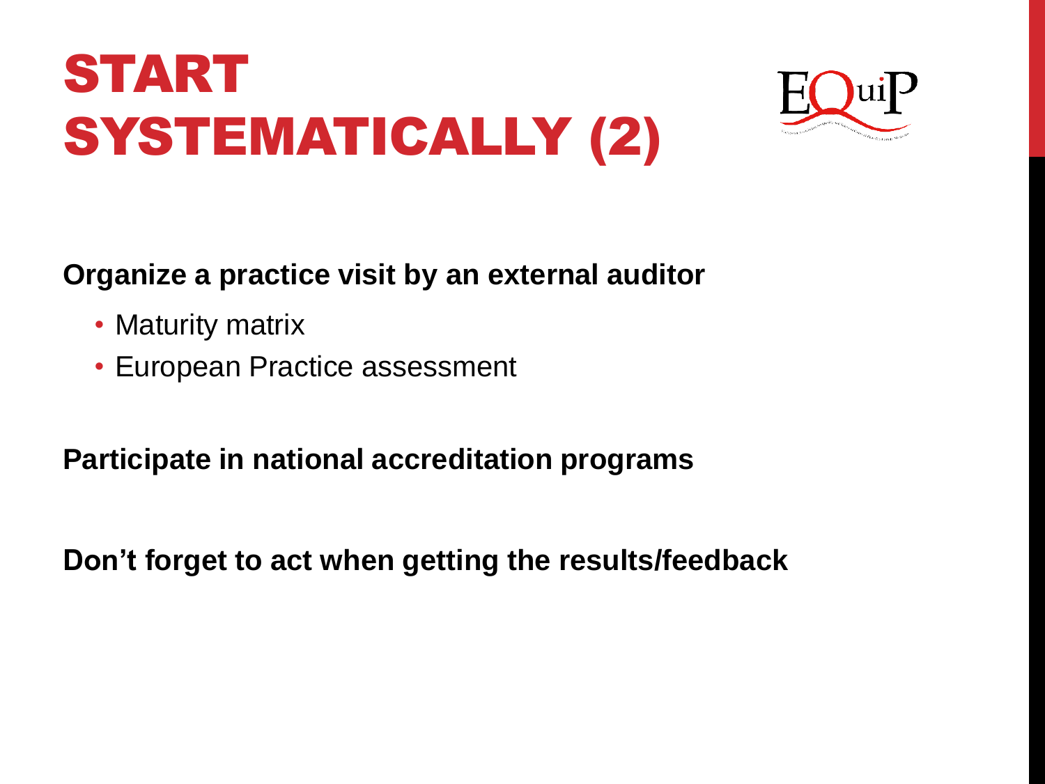# START SYSTEMATICALLY (2)

**Organize a practice visit by an external auditor**

- Maturity matrix
- European Practice assessment

**Participate in national accreditation programs**

**Don’t forget to act when getting the results/feedback**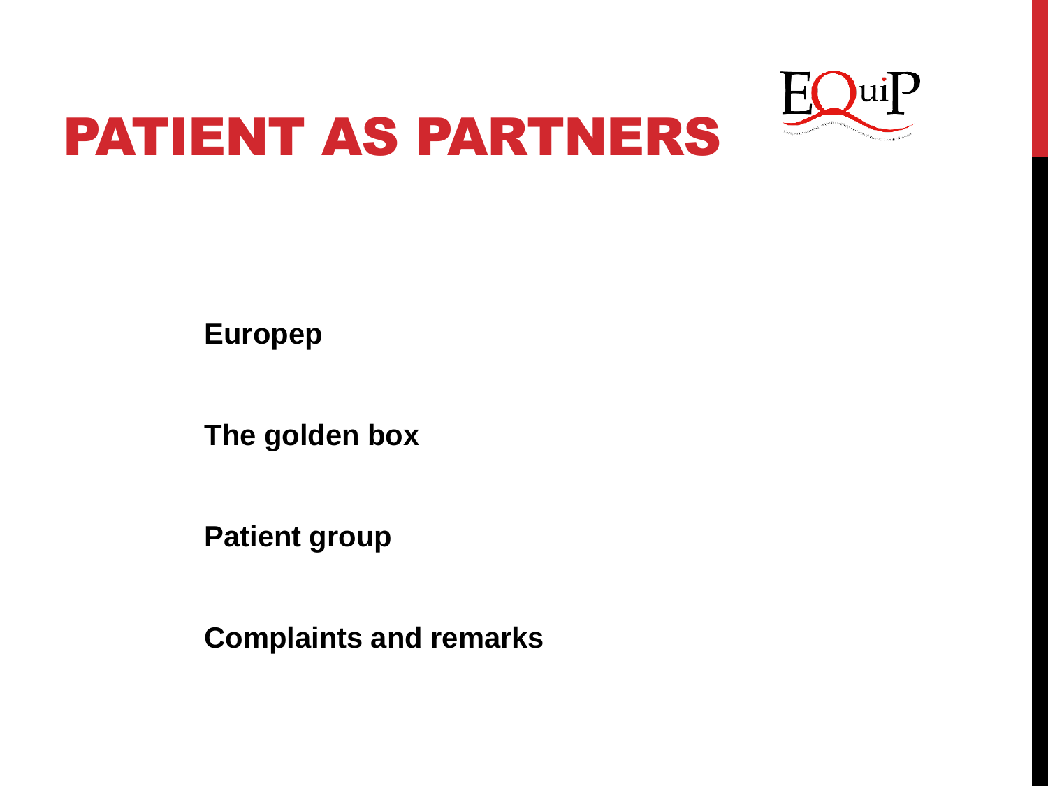# PATIENT AS PARTNERS

**Europep**

**The golden box**

**Patient group**

**Complaints and remarks**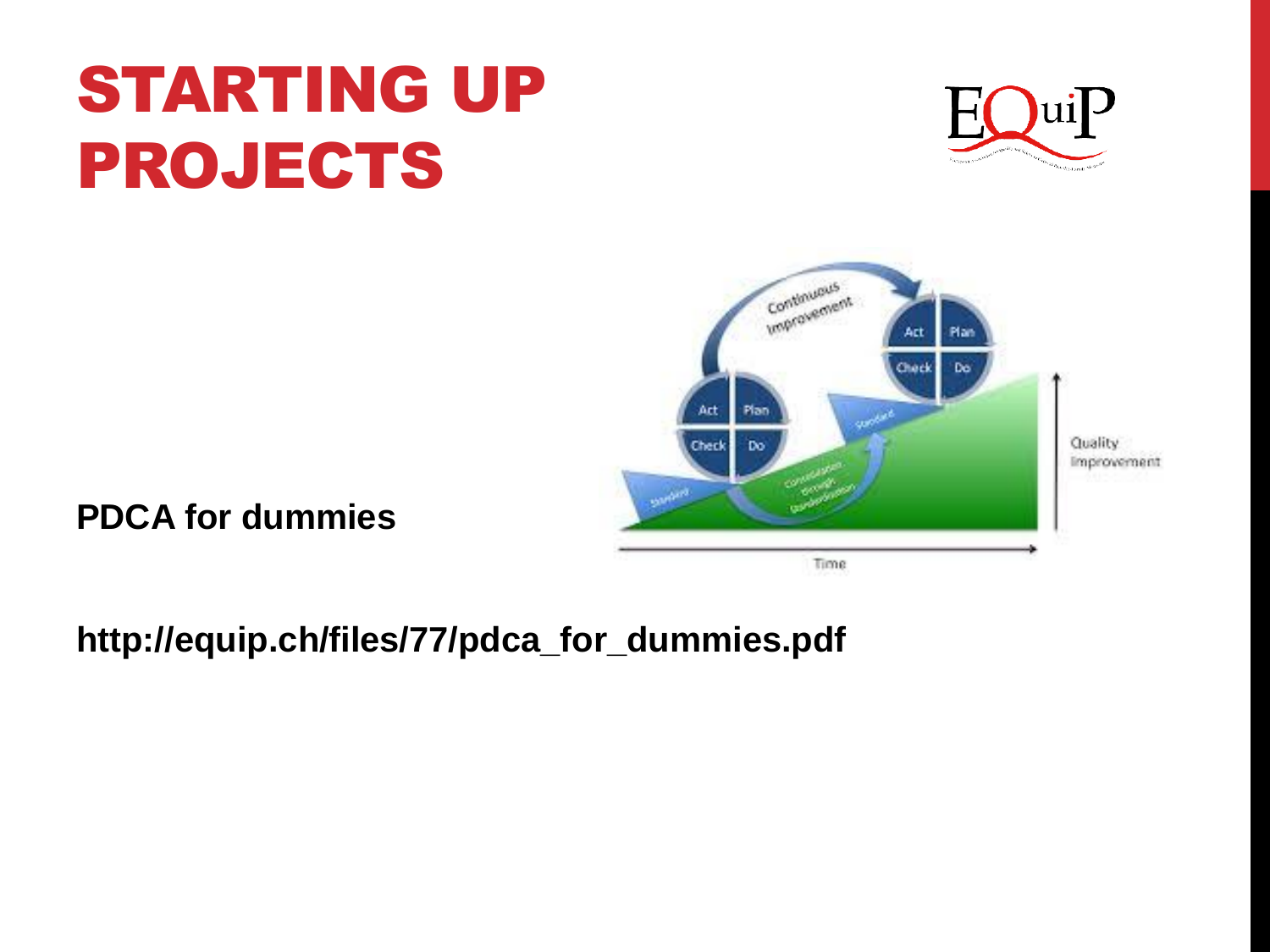# STARTING UP PROJECTS

**PDCA for dummies**

**http://equip.ch/files/77/pdca_for_dummies.pdf**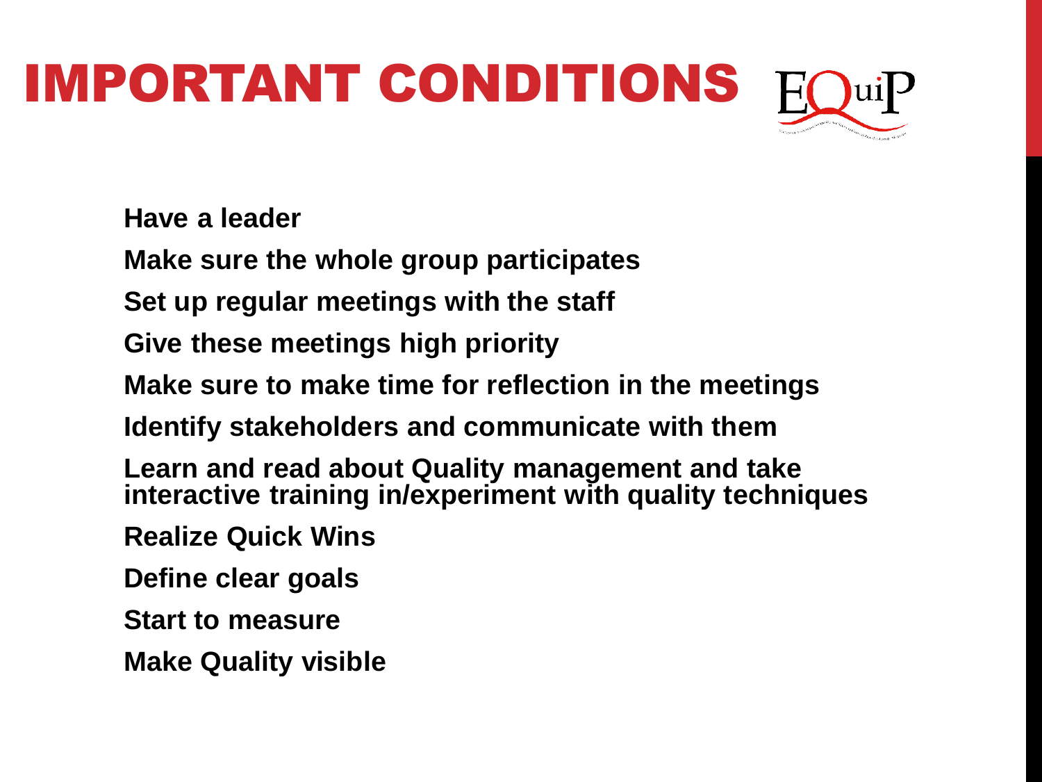# IMPORTANT CONDITIONS

**Have a leader**

**Make sure the whole group participates**

**Set up regular meetings with the staff**

**Give these meetings high priority**

**Make sure to make time for reflection in the meetings**

**Identify stakeholders and communicate with them**

**Learn and read about Quality management and take interactive training in/experiment with quality techniques**

**Realize Quick Wins**

**Define clear goals**

**Start to measure**

**Make Quality visible**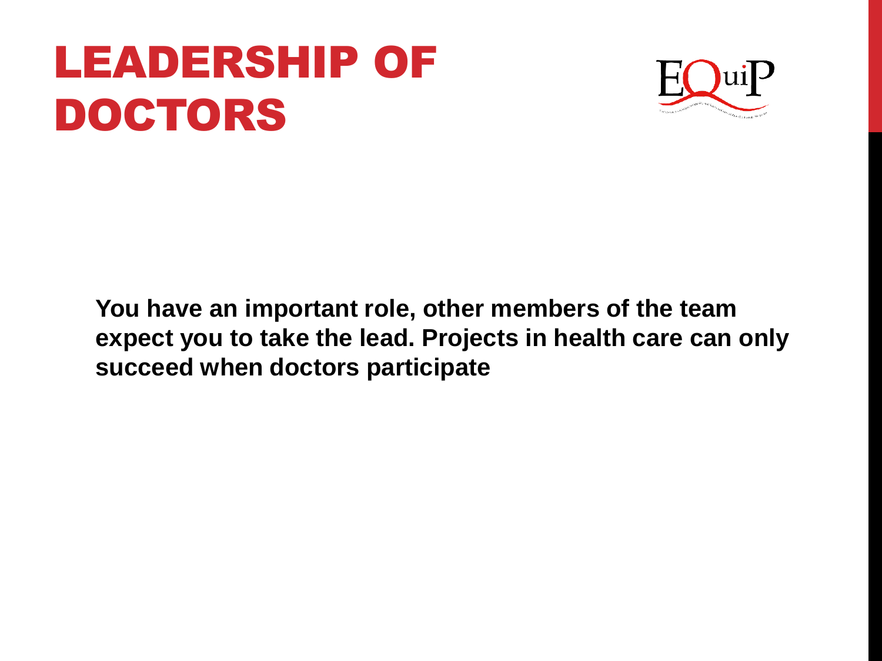# LEADERSHIP OF DOCTORS

**You have an important role, other members of the team expect you to take the lead. Projects in health care can only succeed when doctors participate**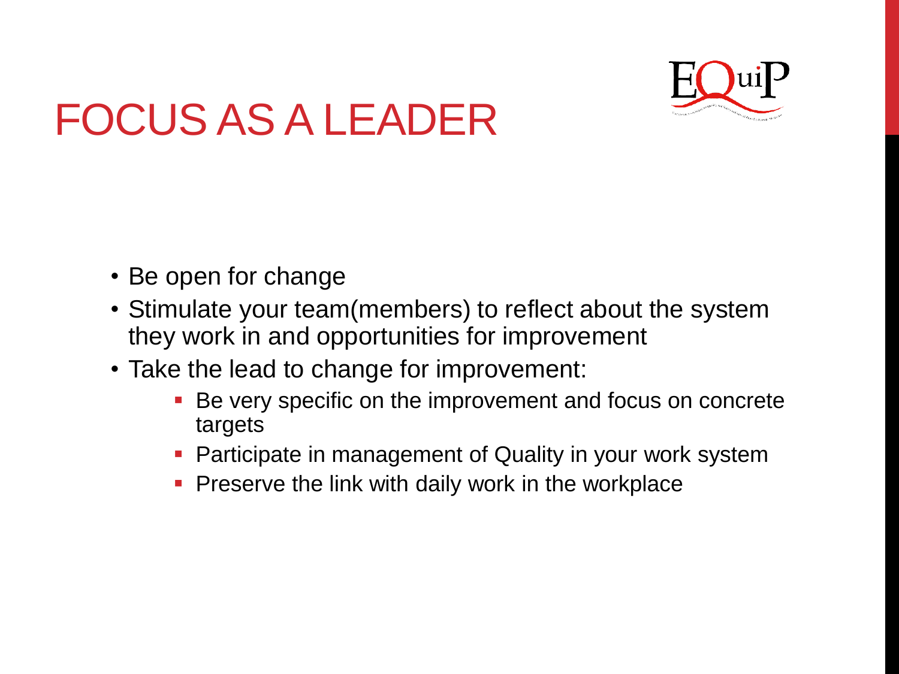# FOCUS AS A LEADER

- Be open for change
- Stimulate your team(members) to reflect about the system they work in and opportunities for improvement
- Take the lead to change for improvement:
  - Be very specific on the improvement and focus on concrete targets
  - Participate in management of Quality in your work system
  - Preserve the link with daily work in the workplace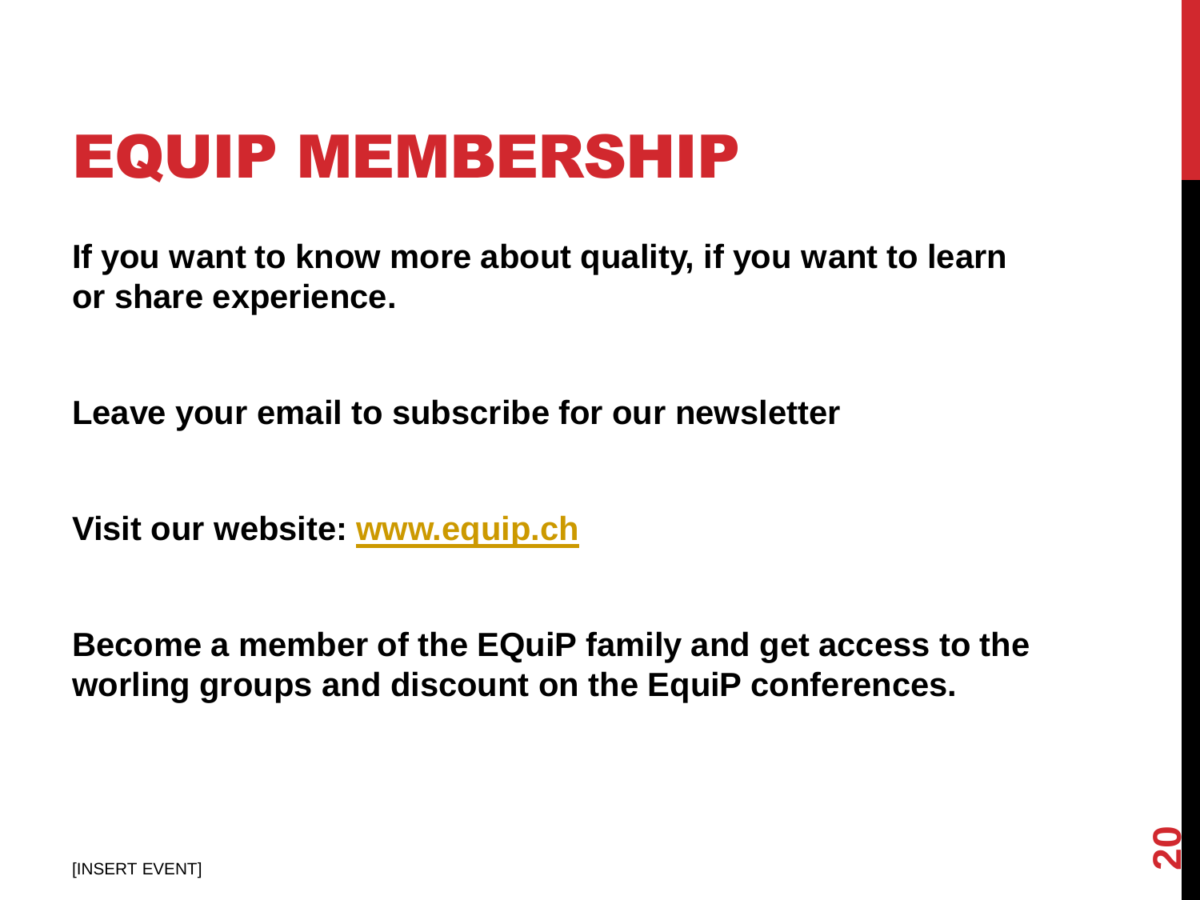# EQUIP MEMBERSHIP

**If you want to know more about quality, if you want to learn or share experience.**

**Leave your email to subscribe for our newsletter**

**Visit our website: [www.equip.ch](www.equip.ch)**

**Become a member of the EQuiP family and get access to the worling groups and discount on the EquiP conferences.**

[INSERT EVENT]